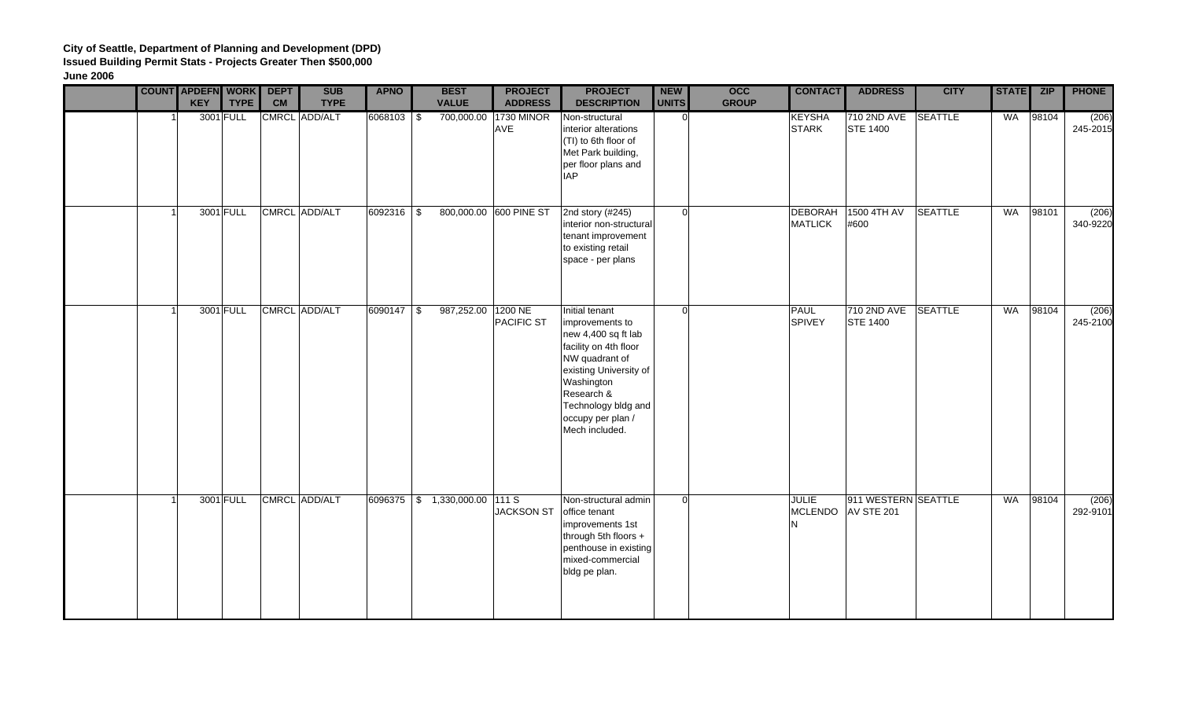**City of Seattle, Department of Planning and Development (DPD)**
**Issued Building Permit Stats - Projects Greater Then $500,000**
**June 2006**

| | COUNT | APDEFN KEY | WORK TYPE | DEPT CM | SUB TYPE | APNO | BEST VALUE | PROJECT ADDRESS | PROJECT DESCRIPTION | NEW UNITS | OCC GROUP | CONTACT | ADDRESS | CITY | STATE | ZIP | PHONE |
|---|---|---|---|---|---|---|---|---|---|---|---|---|---|---|---|---|---|
| | 1 | 3001 | FULL | CMRCL | ADD/ALT | 6068103 | $ 700,000.00 | 1730 MINOR AVE | Non-structural interior alterations (TI) to 6th floor of Met Park building, per floor plans and IAP | 0 | | KEYSHA STARK | 710 2ND AVE STE 1400 | SEATTLE | WA | 98104 | (206) 245-2015 |
| | 1 | 3001 | FULL | CMRCL | ADD/ALT | 6092316 | $ 800,000.00 | 600 PINE ST | 2nd story (#245) interior non-structural tenant improvement to existing retail space - per plans | 0 | | DEBORAH MATLICK | 1500 4TH AV #600 | SEATTLE | WA | 98101 | (206) 340-9220 |
| | 1 | 3001 | FULL | CMRCL | ADD/ALT | 6090147 | $ 987,252.00 | 1200 NE PACIFIC ST | Initial tenant improvements to new 4,400 sq ft lab facility on 4th floor NW quadrant of existing University of Washington Research & Technology bldg and occupy per plan / Mech included. | 0 | | PAUL SPIVEY | 710 2ND AVE STE 1400 | SEATTLE | WA | 98104 | (206) 245-2100 |
| | 1 | 3001 | FULL | CMRCL | ADD/ALT | 6096375 | $ 1,330,000.00 | 111 S JACKSON ST | Non-structural admin office tenant improvements 1st through 5th floors + penthouse in existing mixed-commercial bldg pe plan. | 0 | | JULIE MCLENDON | 911 WESTERN AV STE 201 | SEATTLE | WA | 98104 | (206) 292-9101 |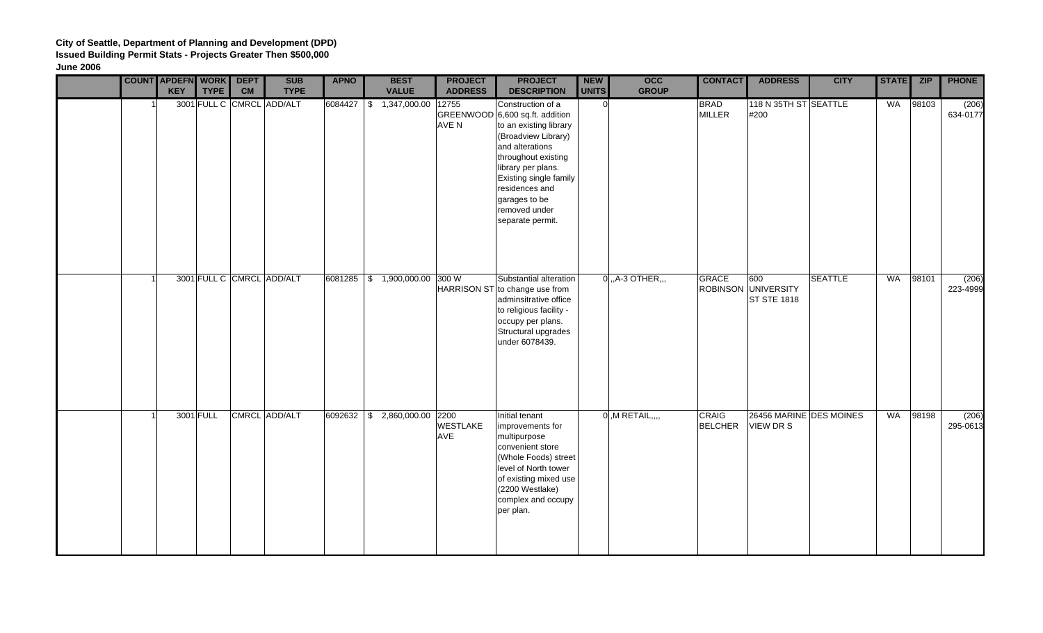**City of Seattle, Department of Planning and Development (DPD)**
**Issued Building Permit Stats - Projects Greater Then $500,000**
**June 2006**

| | COUNT | APDEFN KEY | WORK TYPE | DEPT CM | SUB TYPE | APNO | BEST VALUE | PROJECT ADDRESS | PROJECT DESCRIPTION | NEW UNITS | OCC GROUP | CONTACT | ADDRESS | CITY | STATE | ZIP | PHONE |
|---|---|---|---|---|---|---|---|---|---|---|---|---|---|---|---|---|---|
| | 1 | 3001 | FULL C | CMRCL | ADD/ALT | 6084427 | $ 1,347,000.00 | 12755 GREENWOOD AVE N | Construction of a 6,600 sq.ft. addition to an existing library (Broadview Library) and alterations throughout existing library per plans. Existing single family residences and garages to be removed under separate permit. | 0 | | BRAD MILLER | 118 N 35TH ST #200 | SEATTLE | WA | 98103 | (206) 634-0177 |
| | 1 | 3001 | FULL C | CMRCL | ADD/ALT | 6081285 | $ 1,900,000.00 | 300 W HARRISON ST | Substantial alteration to change use from adminsitrative office to religious facility - occupy per plans. Structural upgrades under 6078439. | 0 | ,,A-3 OTHER,,, | GRACE ROBINSON | 600 UNIVERSITY ST STE 1818 | SEATTLE | WA | 98101 | (206) 223-4999 |
| | 1 | 3001 | FULL | CMRCL | ADD/ALT | 6092632 | $ 2,860,000.00 | 2200 WESTLAKE AVE | Initial tenant improvements for multipurpose convenient store (Whole Foods) street level of North tower of existing mixed use (2200 Westlake) complex and occupy per plan. | 0 | ,M RETAIL,,,, | CRAIG BELCHER | 26456 MARINE VIEW DR S | DES MOINES | WA | 98198 | (206) 295-0613 |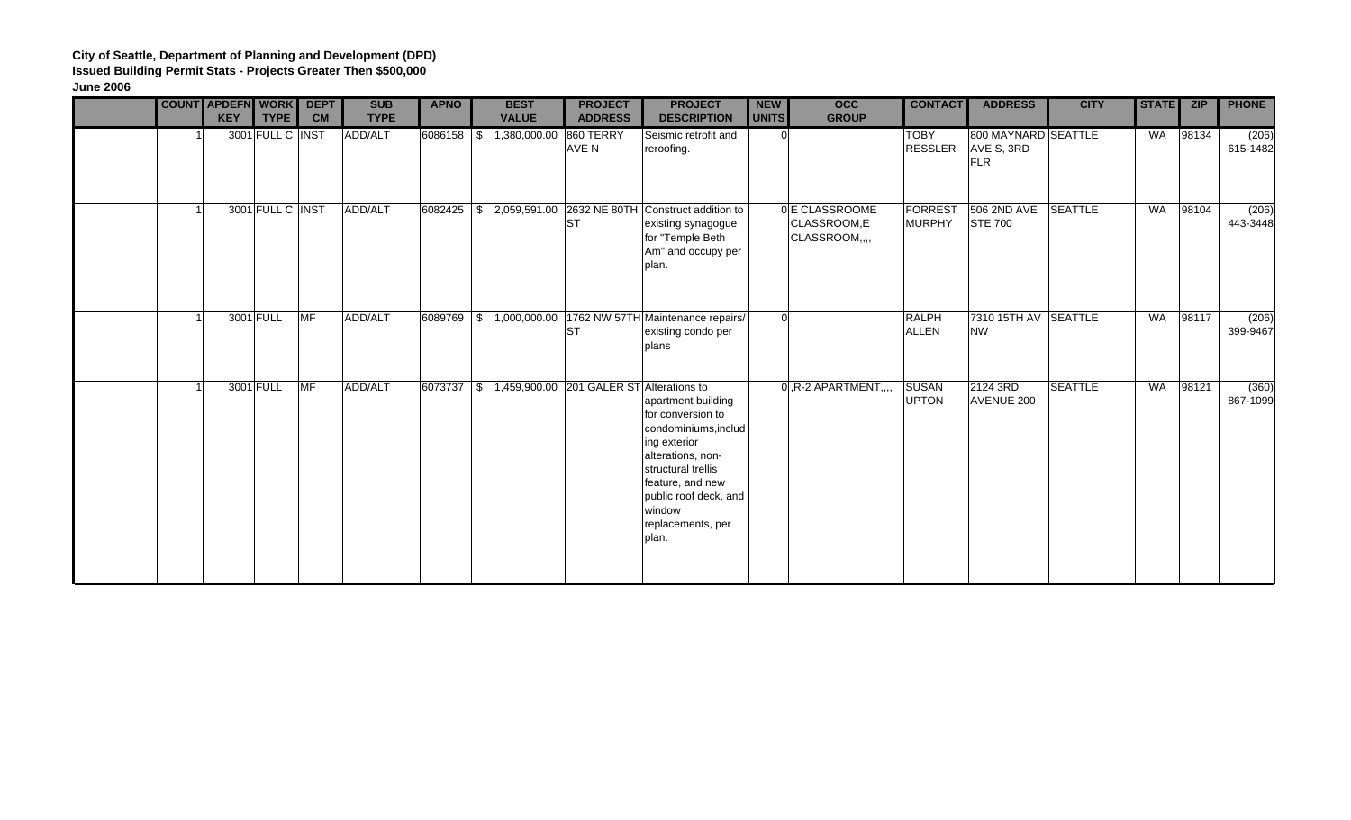**City of Seattle, Department of Planning and Development (DPD)**
**Issued Building Permit Stats - Projects Greater Then $500,000**
**June 2006**

| | COUNT | APDEFN KEY | WORK TYPE | DEPT CM | SUB TYPE | APNO | BEST VALUE | PROJECT ADDRESS | PROJECT DESCRIPTION | NEW UNITS | OCC GROUP | CONTACT | ADDRESS | CITY | STATE | ZIP | PHONE |
|---|---|---|---|---|---|---|---|---|---|---|---|---|---|---|---|---|---|
| | 1 | 3001 | FULL C | INST | ADD/ALT | 6086158 | $ 1,380,000.00 | 860 TERRY AVE N | Seismic retrofit and reroofing. | 0 | | TOBY RESSLER | 800 MAYNARD AVE S, 3RD FLR | SEATTLE | WA | 98134 | (206) 615-1482 |
| | 1 | 3001 | FULL C | INST | ADD/ALT | 6082425 | $ 2,059,591.00 | 2632 NE 80TH ST | Construct addition to existing synagogue for "Temple Beth Am" and occupy per plan. | 0 | E CLASSROOME CLASSROOM,E CLASSROOM,,,, | FORREST MURPHY | 506 2ND AVE STE 700 | SEATTLE | WA | 98104 | (206) 443-3448 |
| | 1 | 3001 | FULL | MF | ADD/ALT | 6089769 | $ 1,000,000.00 | 1762 NW 57TH ST | Maintenance repairs/ existing condo per plans | 0 | | RALPH ALLEN | 7310 15TH AV NW | SEATTLE | WA | 98117 | (206) 399-9467 |
| | 1 | 3001 | FULL | MF | ADD/ALT | 6073737 | $ 1,459,900.00 | 201 GALER ST | Alterations to apartment building for conversion to condominiums,including exterior alterations, non-structural trellis feature, and new public roof deck, and window replacements, per plan. | 0 | ,R-2 APARTMENT,,,, | SUSAN UPTON | 2124 3RD AVENUE 200 | SEATTLE | WA | 98121 | (360) 867-1099 |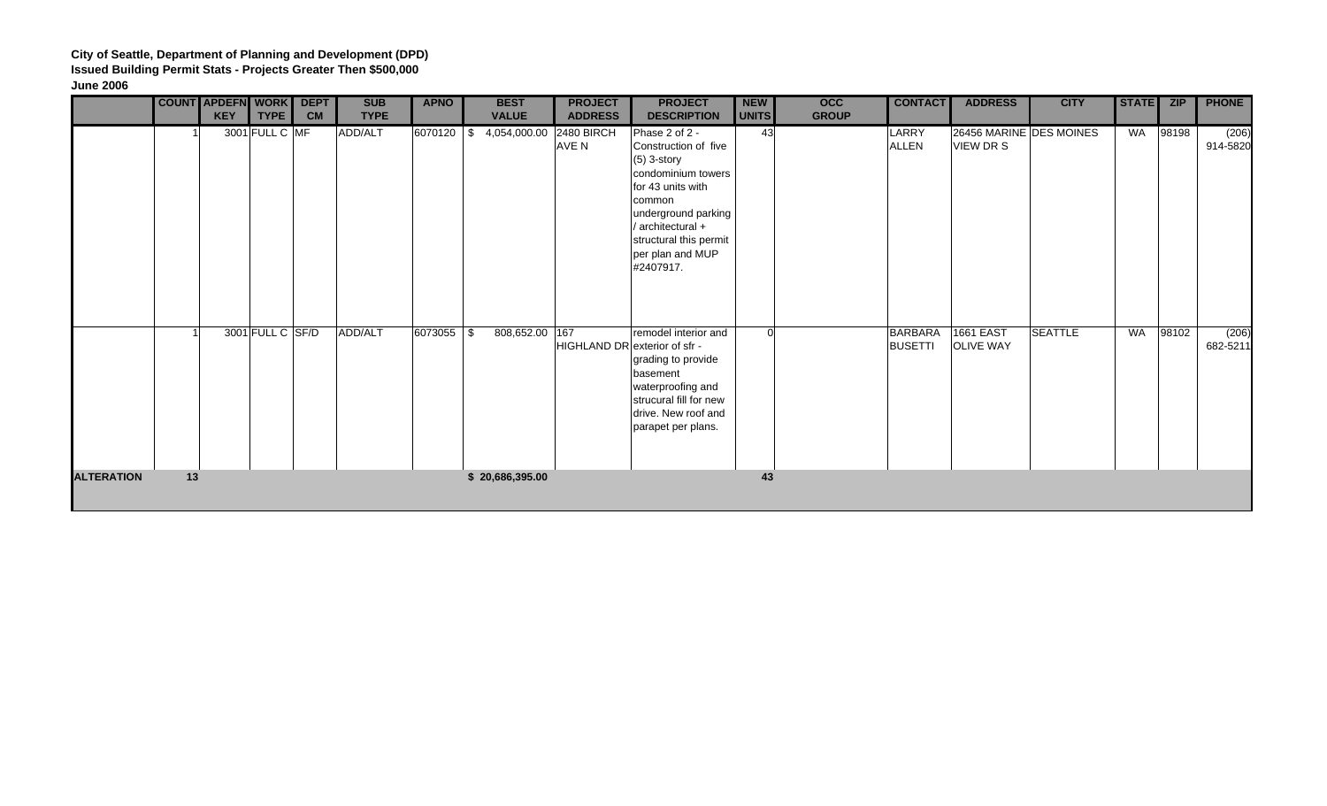**City of Seattle, Department of Planning and Development (DPD)**
**Issued Building Permit Stats - Projects Greater Then $500,000**
**June 2006**

| | COUNT | APDEFN KEY | WORK TYPE | DEPT CM | SUB TYPE | APNO | BEST VALUE | PROJECT ADDRESS | PROJECT DESCRIPTION | NEW UNITS | OCC GROUP | CONTACT | ADDRESS | CITY | STATE | ZIP | PHONE |
|---|---|---|---|---|---|---|---|---|---|---|---|---|---|---|---|---|---|
| | 1 | 3001 | FULL C | MF | ADD/ALT | 6070120 | $ 4,054,000.00 | 2480 BIRCH AVE N | Phase 2 of 2 - Construction of five (5) 3-story condominium towers for 43 units with common underground parking / architectural + structural this permit per plan and MUP #2407917. | 43 | | LARRY ALLEN | 26456 MARINE VIEW DR S | DES MOINES | WA | 98198 | (206) 914-5820 |
| | 1 | 3001 | FULL C | SF/D | ADD/ALT | 6073055 | $ 808,652.00 | 167 HIGHLAND DR | remodel interior and exterior of sfr - grading to provide basement waterproofing and strucural fill for new drive. New roof and parapet per plans. | 0 | | BARBARA BUSETTI | 1661 EAST OLIVE WAY | SEATTLE | WA | 98102 | (206) 682-5211 |
| **ALTERATION** | **13** | | | | | | **$ 20,686,395.00** | | | **43** | | | | | | | |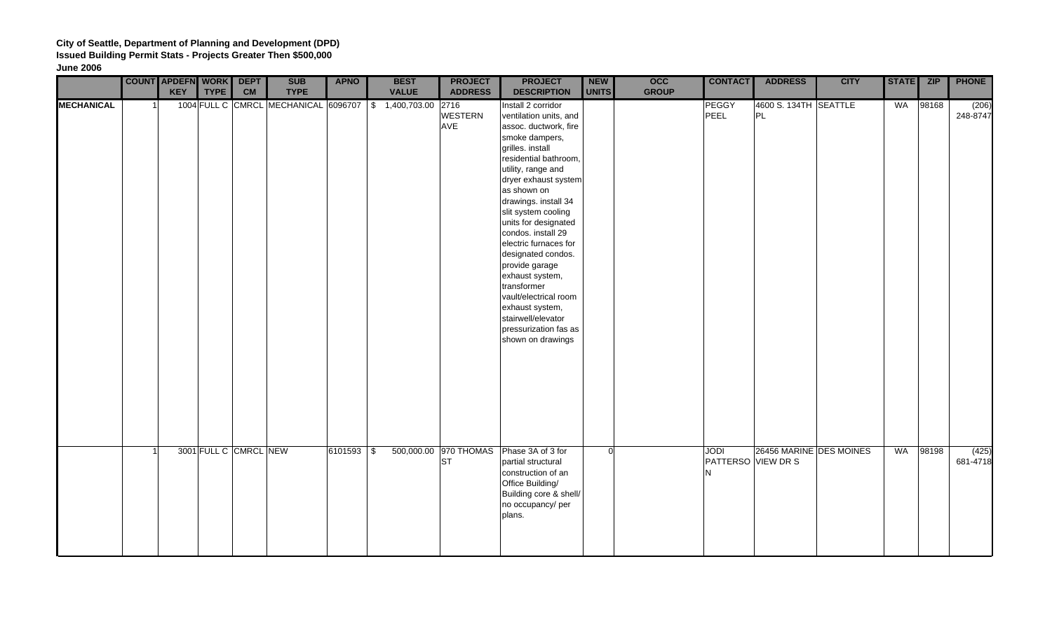**City of Seattle, Department of Planning and Development (DPD)**
**Issued Building Permit Stats - Projects Greater Then $500,000**
**June 2006**

| | COUNT | APDEFN KEY | WORK TYPE | DEPT CM | SUB TYPE | APNO | BEST VALUE | PROJECT ADDRESS | PROJECT DESCRIPTION | NEW UNITS | OCC GROUP | CONTACT | ADDRESS | CITY | STATE | ZIP | PHONE |
|---|---|---|---|---|---|---|---|---|---|---|---|---|---|---|---|---|---|
| **MECHANICAL** | 1 | 1004 | FULL C | CMRCL | MECHANICAL | 6096707 | $ 1,400,703.00 | 2716 WESTERN AVE | Install 2 corridor ventilation units, and assoc. ductwork, fire smoke dampers, grilles. install residential bathroom, utility, range and dryer exhaust system as shown on drawings. install 34 slit system cooling units for designated condos. install 29 electric furnaces for designated condos. provide garage exhaust system, transformer vault/electrical room exhaust system, stairwell/elevator pressurization fas as shown on drawings | | | PEGGY PEEL | 4600 S. 134TH PL | SEATTLE | WA | 98168 | (206) 248-8747 |
| | 1 | 3001 | FULL C | CMRCL | NEW | 6101593 | $ 500,000.00 | 970 THOMAS ST | Phase 3A of 3 for partial structural construction of an Office Building/ Building core & shell/ no occupancy/ per plans. | 0 | | JODI PATTERSON | 26456 MARINE VIEW DR S | DES MOINES | WA | 98198 | (425) 681-4718 |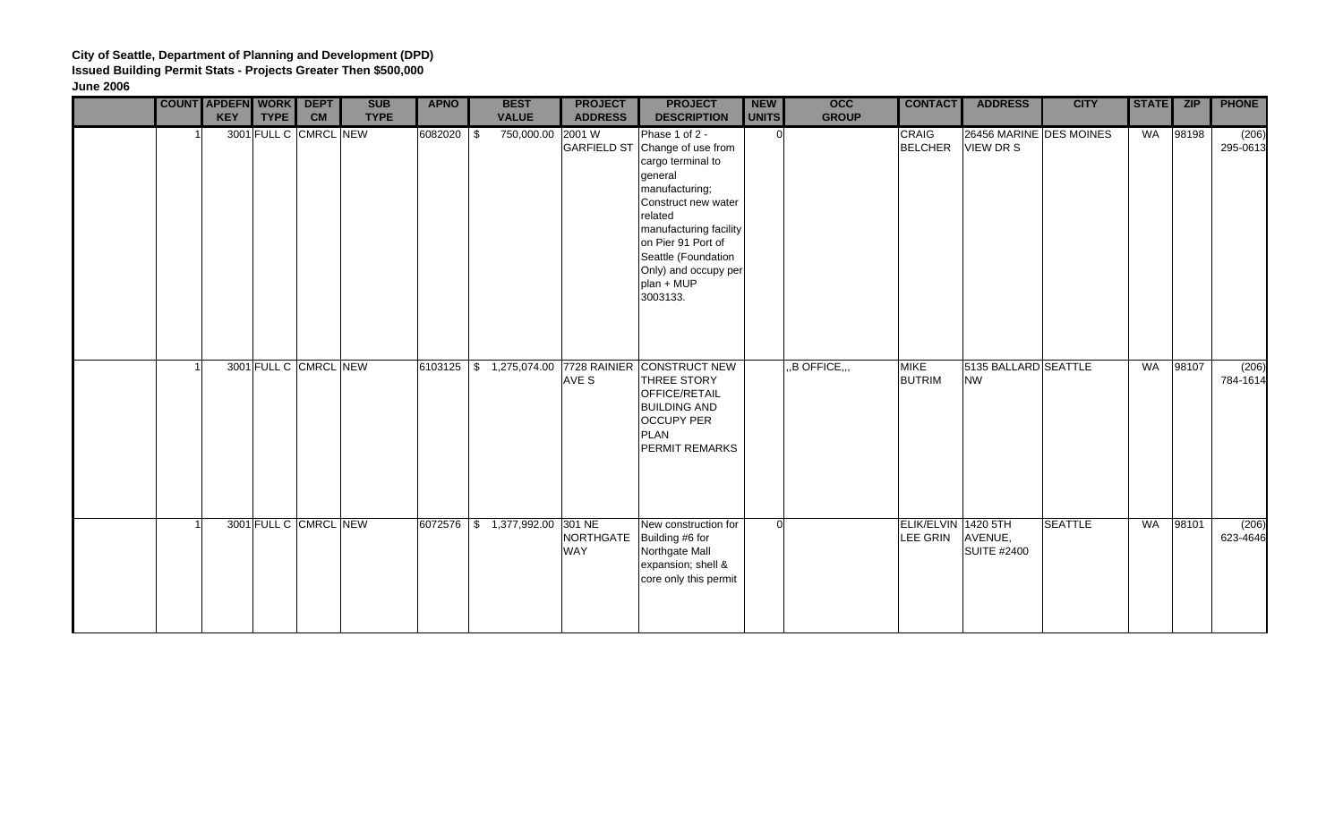**City of Seattle, Department of Planning and Development (DPD)**
**Issued Building Permit Stats - Projects Greater Then $500,000**
**June 2006**

| | COUNT | APDEFN KEY | WORK TYPE | DEPT CM | SUB TYPE | APNO | BEST VALUE | PROJECT ADDRESS | PROJECT DESCRIPTION | NEW UNITS | OCC GROUP | CONTACT | ADDRESS | CITY | STATE | ZIP | PHONE |
|---|---|---|---|---|---|---|---|---|---|---|---|---|---|---|---|---|---|
| | 1 | 3001 | FULL C | CMRCL | NEW | 6082020 | $ 750,000.00 | 2001 W GARFIELD ST | Phase 1 of 2 - Change of use from cargo terminal to general manufacturing; Construct new water related manufacturing facility on Pier 91 Port of Seattle (Foundation Only) and occupy per plan + MUP 3003133. | 0 | | CRAIG BELCHER | 26456 MARINE VIEW DR S | DES MOINES | WA | 98198 | (206) 295-0613 |
| | 1 | 3001 | FULL C | CMRCL | NEW | 6103125 | $ 1,275,074.00 | 7728 RAINIER AVE S | CONSTRUCT NEW THREE STORY OFFICE/RETAIL BUILDING AND OCCUPY PER PLAN PERMIT REMARKS | | ,,B OFFICE,,, | MIKE BUTRIM | 5135 BALLARD NW | SEATTLE | WA | 98107 | (206) 784-1614 |
| | 1 | 3001 | FULL C | CMRCL | NEW | 6072576 | $ 1,377,992.00 | 301 NE NORTHGATE WAY | New construction for Building #6 for Northgate Mall expansion; shell & core only this permit | 0 | | ELIK/ELVIN LEE GRIN | 1420 5TH AVENUE, SUITE #2400 | SEATTLE | WA | 98101 | (206) 623-4646 |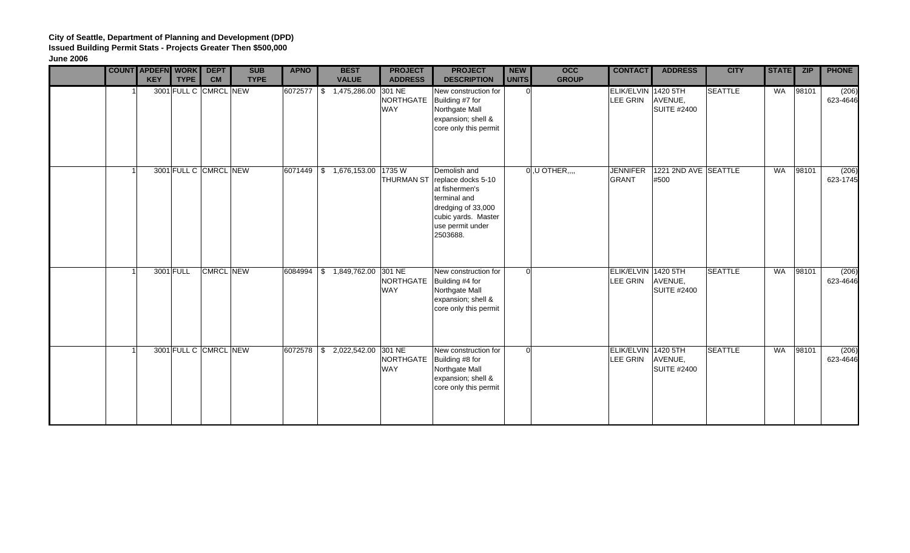**City of Seattle, Department of Planning and Development (DPD)**
**Issued Building Permit Stats - Projects Greater Then $500,000**
**June 2006**

| | COUNT | APDEFN KEY | WORK TYPE | DEPT CM | SUB TYPE | APNO | BEST VALUE | PROJECT ADDRESS | PROJECT DESCRIPTION | NEW UNITS | OCC GROUP | CONTACT | ADDRESS | CITY | STATE | ZIP | PHONE |
|---|---|---|---|---|---|---|---|---|---|---|---|---|---|---|---|---|---|
| | 1 | 3001 | FULL C | CMRCL | NEW | 6072577 | $ 1,475,286.00 | 301 NE NORTHGATE WAY | New construction for Building #7 for Northgate Mall expansion; shell & core only this permit | 0 | | ELIK/ELVIN LEE GRIN | 1420 5TH AVENUE, SUITE #2400 | SEATTLE | WA | 98101 | (206) 623-4646 |
| | 1 | 3001 | FULL C | CMRCL | NEW | 6071449 | $ 1,676,153.00 | 1735 W THURMAN ST | Demolish and replace docks 5-10 at fishermen's terminal and dredging of 33,000 cubic yards. Master use permit under 2503688. | 0 | ,U OTHER,,,, | JENNIFER GRANT | 1221 2ND AVE #500 | SEATTLE | WA | 98101 | (206) 623-1745 |
| | 1 | 3001 | FULL | CMRCL | NEW | 6084994 | $ 1,849,762.00 | 301 NE NORTHGATE WAY | New construction for Building #4 for Northgate Mall expansion; shell & core only this permit | 0 | | ELIK/ELVIN LEE GRIN | 1420 5TH AVENUE, SUITE #2400 | SEATTLE | WA | 98101 | (206) 623-4646 |
| | 1 | 3001 | FULL C | CMRCL | NEW | 6072578 | $ 2,022,542.00 | 301 NE NORTHGATE WAY | New construction for Building #8 for Northgate Mall expansion; shell & core only this permit | 0 | | ELIK/ELVIN LEE GRIN | 1420 5TH AVENUE, SUITE #2400 | SEATTLE | WA | 98101 | (206) 623-4646 |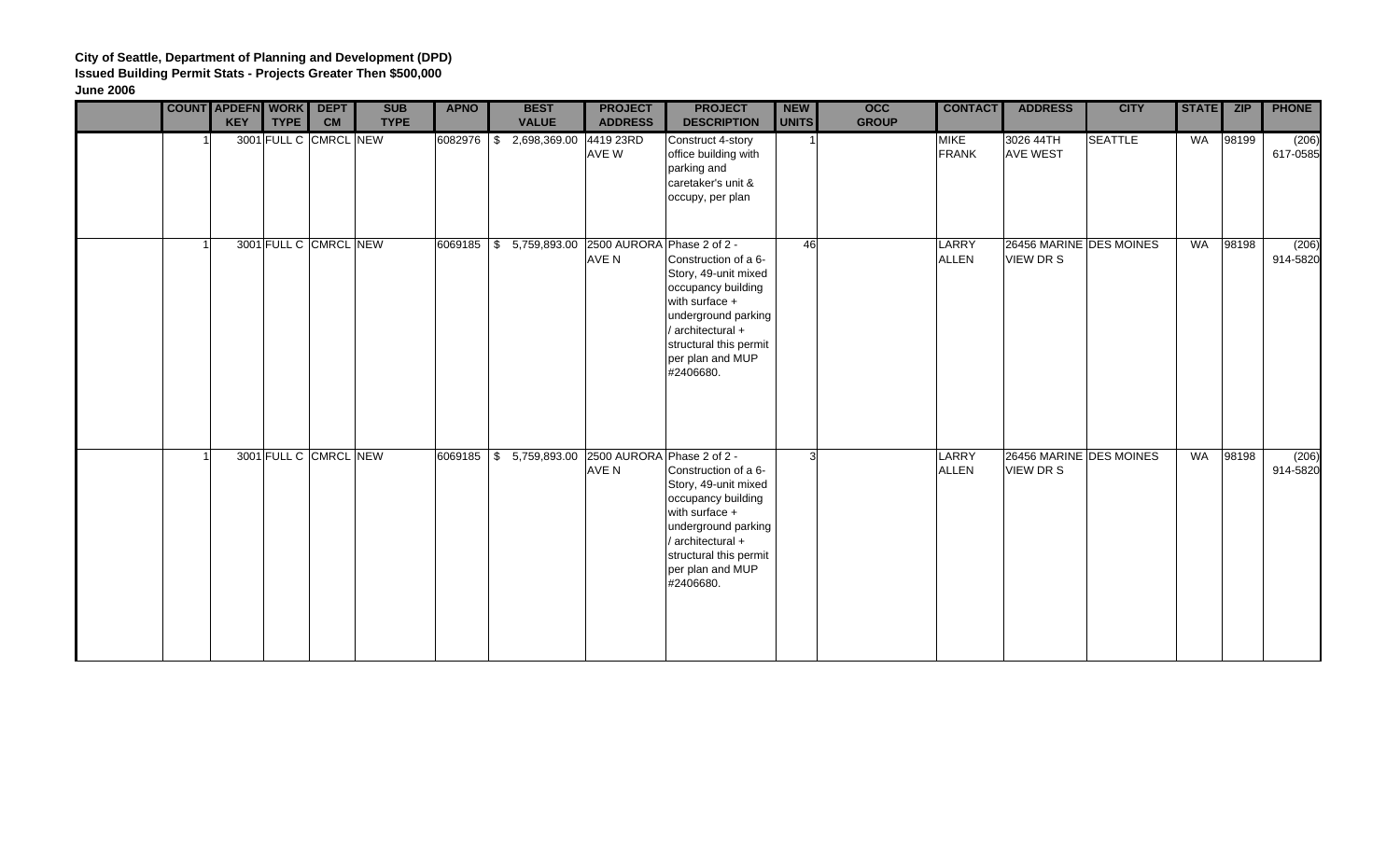**City of Seattle, Department of Planning and Development (DPD)**
**Issued Building Permit Stats - Projects Greater Then $500,000**
**June 2006**

| | COUNT | APDEFN KEY | WORK TYPE | DEPT CM | SUB TYPE | APNO | BEST VALUE | PROJECT ADDRESS | PROJECT DESCRIPTION | NEW UNITS | OCC GROUP | CONTACT | ADDRESS | CITY | STATE | ZIP | PHONE |
|---|---|---|---|---|---|---|---|---|---|---|---|---|---|---|---|---|---|
| | 1 | 3001 | FULL C | CMRCL | NEW | 6082976 | $ 2,698,369.00 | 4419 23RD AVE W | Construct 4-story office building with parking and caretaker's unit & occupy, per plan | 1 | | MIKE FRANK | 3026 44TH AVE WEST | SEATTLE | WA | 98199 | (206) 617-0585 |
| | 1 | 3001 | FULL C | CMRCL | NEW | 6069185 | $ 5,759,893.00 | 2500 AURORA AVE N | Phase 2 of 2 - Construction of a 6-Story, 49-unit mixed occupancy building with surface + underground parking / architectural + structural this permit per plan and MUP #2406680. | 46 | | LARRY ALLEN | 26456 MARINE VIEW DR S | DES MOINES | WA | 98198 | (206) 914-5820 |
| | 1 | 3001 | FULL C | CMRCL | NEW | 6069185 | $ 5,759,893.00 | 2500 AURORA AVE N | Phase 2 of 2 - Construction of a 6-Story, 49-unit mixed occupancy building with surface + underground parking / architectural + structural this permit per plan and MUP #2406680. | 3 | | LARRY ALLEN | 26456 MARINE VIEW DR S | DES MOINES | WA | 98198 | (206) 914-5820 |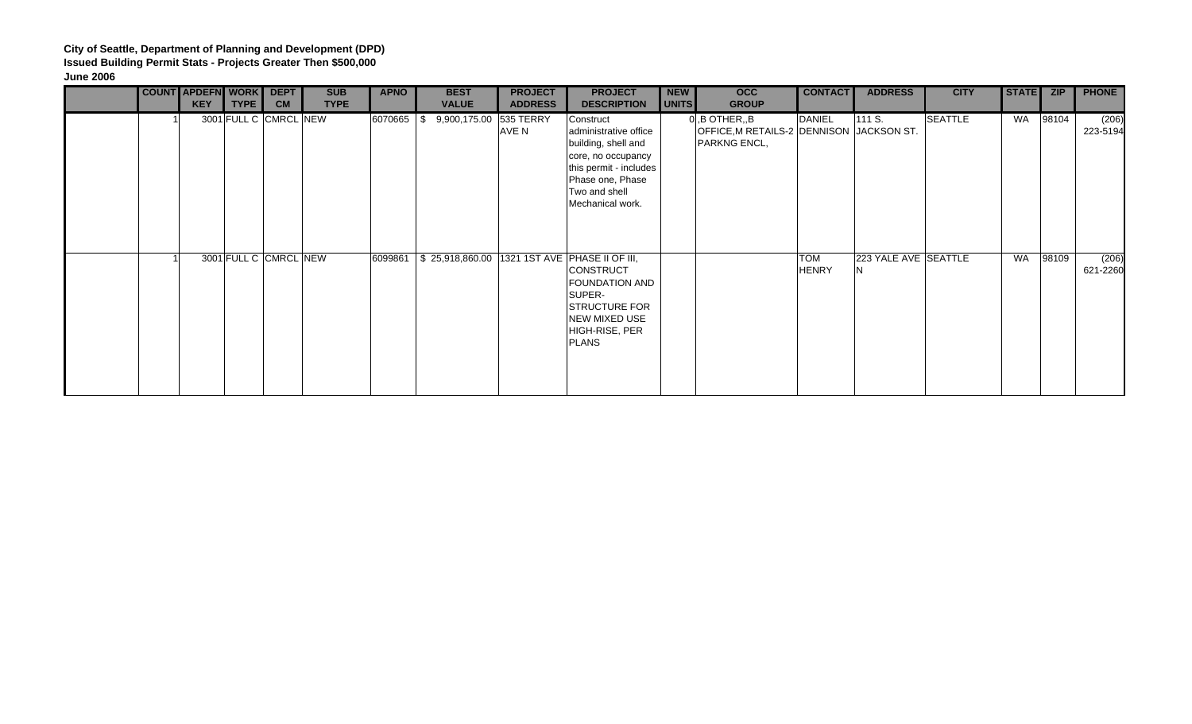**City of Seattle, Department of Planning and Development (DPD)**
**Issued Building Permit Stats - Projects Greater Then $500,000**
**June 2006**

| | COUNT | APDEFN KEY | WORK TYPE | DEPT CM | SUB TYPE | APNO | BEST VALUE | PROJECT ADDRESS | PROJECT DESCRIPTION | NEW UNITS | OCC GROUP | CONTACT | ADDRESS | CITY | STATE | ZIP | PHONE |
|---|---|---|---|---|---|---|---|---|---|---|---|---|---|---|---|---|---|
| | 1 | 3001 | FULL C | CMRCL | NEW | 6070665 | $ 9,900,175.00 | 535 TERRY AVE N | Construct administrative office building, shell and core, no occupancy this permit - includes Phase one, Phase Two and shell Mechanical work. | 0 | ,B OTHER,,B OFFICE,M RETAILS-2 PARKNG ENCL, | DANIEL DENNISON | 111 S. JACKSON ST. | SEATTLE | WA | 98104 | (206) 223-5194 |
| | 1 | 3001 | FULL C | CMRCL | NEW | 6099861 | $ 25,918,860.00 | 1321 1ST AVE | PHASE II OF III, CONSTRUCT FOUNDATION AND SUPER-STRUCTURE FOR NEW MIXED USE HIGH-RISE, PER PLANS | | | TOM HENRY | 223 YALE AVE N | SEATTLE | WA | 98109 | (206) 621-2260 |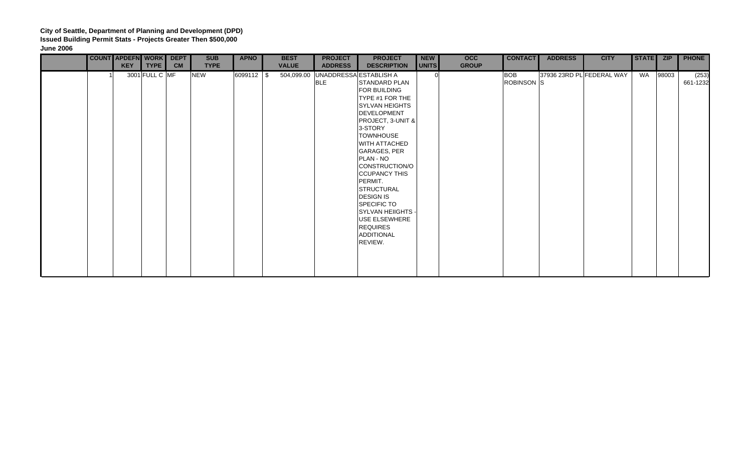**City of Seattle, Department of Planning and Development (DPD)**
**Issued Building Permit Stats - Projects Greater Then $500,000**
**June 2006**

| | COUNT | APDEFN KEY | WORK TYPE | DEPT CM | SUB TYPE | APNO | BEST VALUE | PROJECT ADDRESS | PROJECT DESCRIPTION | NEW UNITS | OCC GROUP | CONTACT | ADDRESS | CITY | STATE | ZIP | PHONE |
|---|---|---|---|---|---|---|---|---|---|---|---|---|---|---|---|---|---|
| | 1 | 3001 | FULL C | MF | NEW | 6099112 | $ 504,099.00 | UNADDRESSABLE | ESTABLISH A STANDARD PLAN FOR BUILDING TYPE #1 FOR THE SYLVAN HEIGHTS DEVELOPMENT PROJECT, 3-UNIT & 3-STORY TOWNHOUSE WITH ATTACHED GARAGES, PER PLAN - NO CONSTRUCTION/OCCUPANCY THIS PERMIT. STRUCTURAL DESIGN IS SPECIFIC TO SYLVAN HEIIGHTS - USE ELSEWHERE REQUIRES ADDITIONAL REVIEW. | 0 | | BOB ROBINSON S | 37936 23RD PL | FEDERAL WAY | WA | 98003 | (253) 661-1232 |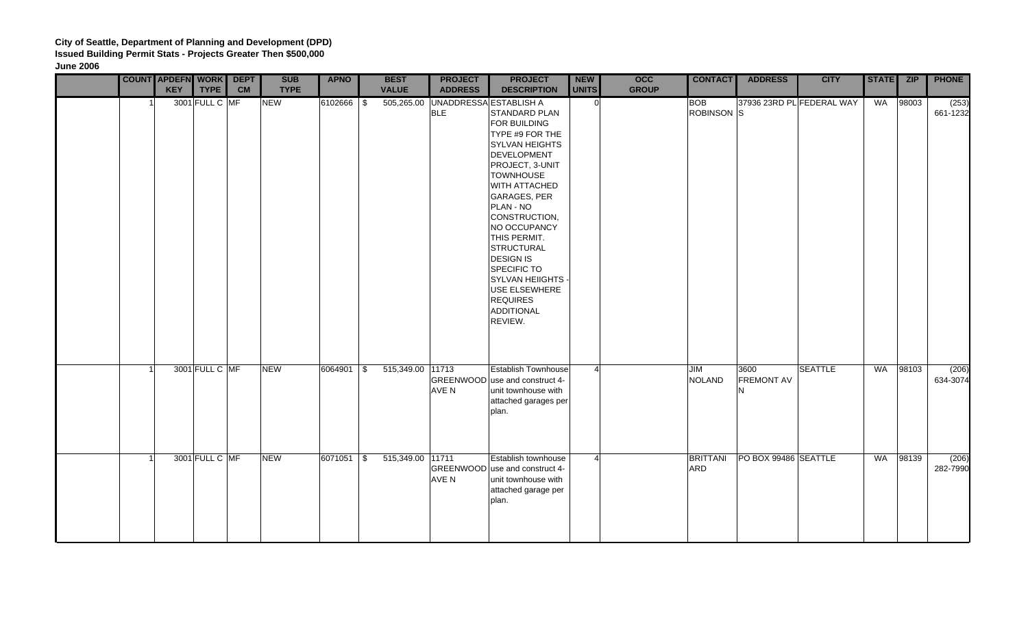**City of Seattle, Department of Planning and Development (DPD)**
**Issued Building Permit Stats - Projects Greater Then $500,000**
**June 2006**

| | COUNT | APDEFN KEY | WORK TYPE | DEPT CM | SUB TYPE | APNO | BEST VALUE | PROJECT ADDRESS | PROJECT DESCRIPTION | NEW UNITS | OCC GROUP | CONTACT | ADDRESS | CITY | STATE | ZIP | PHONE |
|---|---|---|---|---|---|---|---|---|---|---|---|---|---|---|---|---|---|
| | 1 | 3001 | FULL C | MF | NEW | 6102666 | $ 505,265.00 | UNADDRESSABLE | ESTABLISH A STANDARD PLAN FOR BUILDING TYPE #9 FOR THE SYLVAN HEIGHTS DEVELOPMENT PROJECT, 3-UNIT TOWNHOUSE WITH ATTACHED GARAGES, PER PLAN - NO CONSTRUCTION, NO OCCUPANCY THIS PERMIT. STRUCTURAL DESIGN IS SPECIFIC TO SYLVAN HEIIGHTS - USE ELSEWHERE REQUIRES ADDITIONAL REVIEW. | 0 | | BOB ROBINSON | 37936 23RD PL S | FEDERAL WAY | WA | 98003 | (253) 661-1232 |
| | 1 | 3001 | FULL C | MF | NEW | 6064901 | $ 515,349.00 | 11713 GREENWOOD AVE N | Establish Townhouse use and construct 4-unit townhouse with attached garages per plan. | 4 | | JIM NOLAND | 3600 FREMONT AV N | SEATTLE | WA | 98103 | (206) 634-3074 |
| | 1 | 3001 | FULL C | MF | NEW | 6071051 | $ 515,349.00 | 11711 GREENWOOD AVE N | Establish townhouse use and construct 4-unit townhouse with attached garage per plan. | 4 | | BRITTANI ARD | PO BOX 99486 | SEATTLE | WA | 98139 | (206) 282-7990 |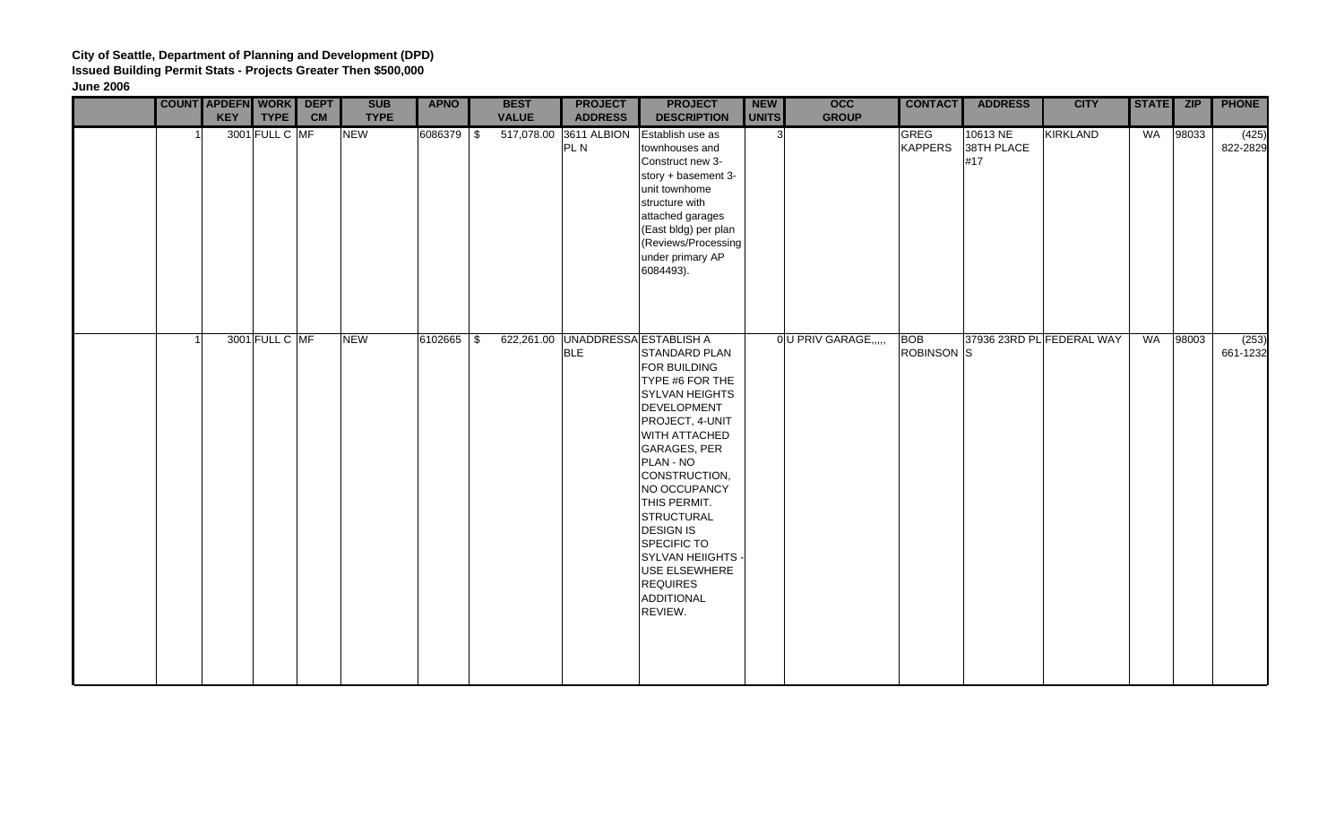**City of Seattle, Department of Planning and Development (DPD)**
**Issued Building Permit Stats - Projects Greater Then $500,000**
**June 2006**

| | COUNT | APDEFN KEY | WORK TYPE | DEPT CM | SUB TYPE | APNO | BEST VALUE | PROJECT ADDRESS | PROJECT DESCRIPTION | NEW UNITS | OCC GROUP | CONTACT | ADDRESS | CITY | STATE | ZIP | PHONE |
|---|---|---|---|---|---|---|---|---|---|---|---|---|---|---|---|---|---|
| | 1 | 3001 | FULL C | MF | NEW | 6086379 | $ 517,078.00 | 3611 ALBION PL N | Establish use as townhouses and Construct new 3-story + basement 3-unit townhome structure with attached garages (East bldg) per plan (Reviews/Processing under primary AP 6084493). | 3 | | GREG KAPPERS | 10613 NE 38TH PLACE #17 | KIRKLAND | WA | 98033 | (425) 822-2829 |
| | 1 | 3001 | FULL C | MF | NEW | 6102665 | $ 622,261.00 | UNADDRESSABLE | ESTABLISH A STANDARD PLAN FOR BUILDING TYPE #6 FOR THE SYLVAN HEIGHTS DEVELOPMENT PROJECT, 4-UNIT WITH ATTACHED GARAGES, PER PLAN - NO CONSTRUCTION, NO OCCUPANCY THIS PERMIT. STRUCTURAL DESIGN IS SPECIFIC TO SYLVAN HEIIGHTS - USE ELSEWHERE REQUIRES ADDITIONAL REVIEW. | 0 | U PRIV GARAGE,,,,, | BOB ROBINSON S | 37936 23RD PL | FEDERAL WAY | WA | 98003 | (253) 661-1232 |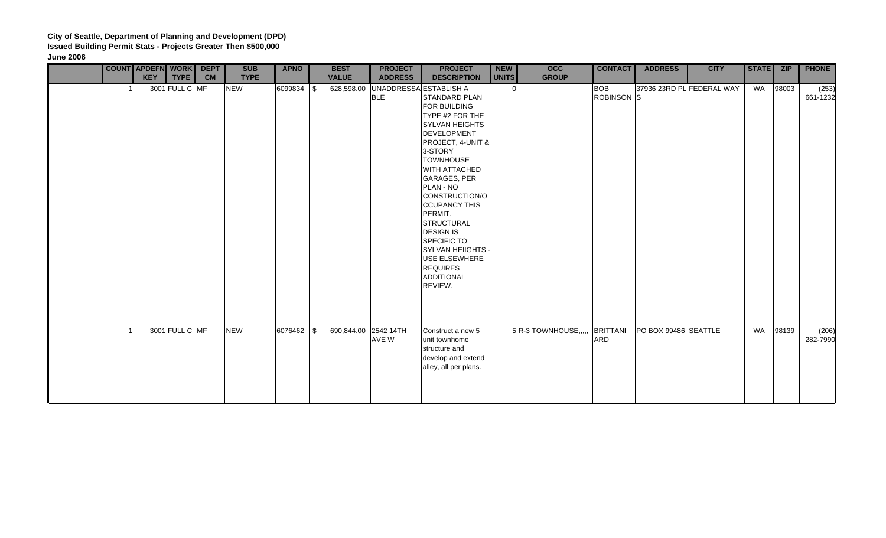**City of Seattle, Department of Planning and Development (DPD)**
**Issued Building Permit Stats - Projects Greater Then $500,000**
**June 2006**

| | COUNT | APDEFN KEY | WORK TYPE | DEPT CM | SUB TYPE | APNO | BEST VALUE | PROJECT ADDRESS | PROJECT DESCRIPTION | NEW UNITS | OCC GROUP | CONTACT | ADDRESS | CITY | STATE | ZIP | PHONE |
|---|---|---|---|---|---|---|---|---|---|---|---|---|---|---|---|---|---|
| | 1 | 3001 | FULL C | MF | NEW | 6099834 | $ 628,598.00 | UNADDRESSABLE | ESTABLISH A STANDARD PLAN FOR BUILDING TYPE #2 FOR THE SYLVAN HEIGHTS DEVELOPMENT PROJECT, 4-UNIT & 3-STORY TOWNHOUSE WITH ATTACHED GARAGES, PER PLAN - NO CONSTRUCTION/OCCUPANCY THIS PERMIT. STRUCTURAL DESIGN IS SPECIFIC TO SYLVAN HEIIGHTS - USE ELSEWHERE REQUIRES ADDITIONAL REVIEW. | 0 | | BOB ROBINSONS | 37936 23RD PL | FEDERAL WAY | WA | 98003 | (253) 661-1232 |
| | 1 | 3001 | FULL C | MF | NEW | 6076462 | $ 690,844.00 | 2542 14TH AVE W | Construct a new 5 unit townhome structure and develop and extend alley, all per plans. | 5 | R-3 TOWNHOUSE,,,,, | BRITTANIARD | PO BOX 99486 | SEATTLE | WA | 98139 | (206) 282-7990 |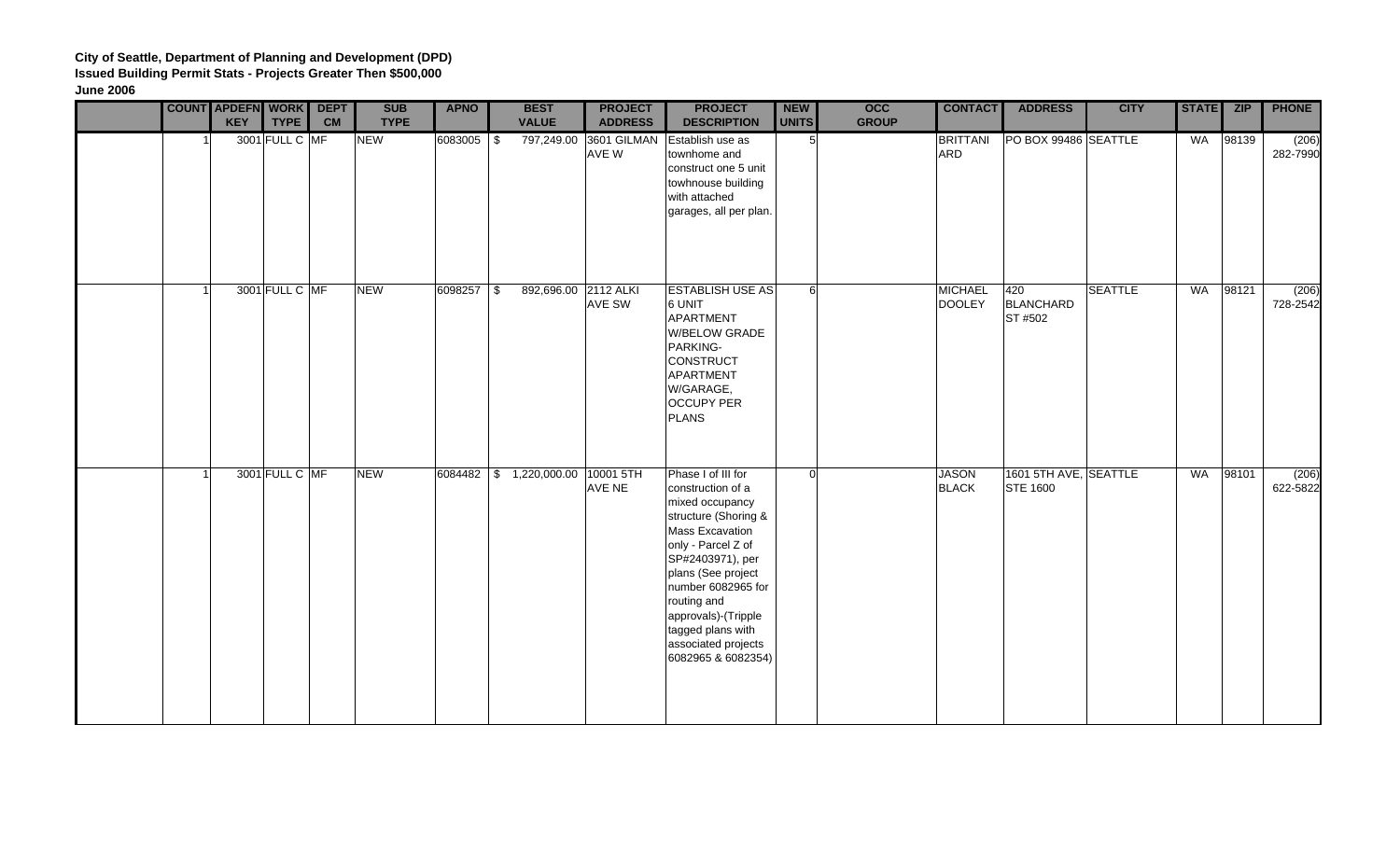**City of Seattle, Department of Planning and Development (DPD)**
**Issued Building Permit Stats - Projects Greater Then $500,000**
**June 2006**

| | COUNT | APDEFN KEY | WORK TYPE | DEPT CM | SUB TYPE | APNO | BEST VALUE | PROJECT ADDRESS | PROJECT DESCRIPTION | NEW UNITS | OCC GROUP | CONTACT | ADDRESS | CITY | STATE | ZIP | PHONE |
|---|---|---|---|---|---|---|---|---|---|---|---|---|---|---|---|---|---|
| | 1 | 3001 | FULL C | MF | NEW | 6083005 | $ 797,249.00 | 3601 GILMAN AVE W | Establish use as townhome and construct one 5 unit towhnouse building with attached garages, all per plan. | 5 | | BRITTANI ARD | PO BOX 99486 | SEATTLE | WA | 98139 | (206) 282-7990 |
| | 1 | 3001 | FULL C | MF | NEW | 6098257 | $ 892,696.00 | 2112 ALKI AVE SW | ESTABLISH USE AS 6 UNIT APARTMENT W/BELOW GRADE PARKING-CONSTRUCT APARTMENT W/GARAGE, OCCUPY PER PLANS | 6 | | MICHAEL DOOLEY | 420 BLANCHARD ST #502 | SEATTLE | WA | 98121 | (206) 728-2542 |
| | 1 | 3001 | FULL C | MF | NEW | 6084482 | $ 1,220,000.00 | 10001 5TH AVE NE | Phase I of III for construction of a mixed occupancy structure (Shoring & Mass Excavation only - Parcel Z of SP#2403971), per plans (See project number 6082965 for routing and approvals)-(Tripple tagged plans with associated projects 6082965 & 6082354) | 0 | | JASON BLACK | 1601 5TH AVE, STE 1600 | SEATTLE | WA | 98101 | (206) 622-5822 |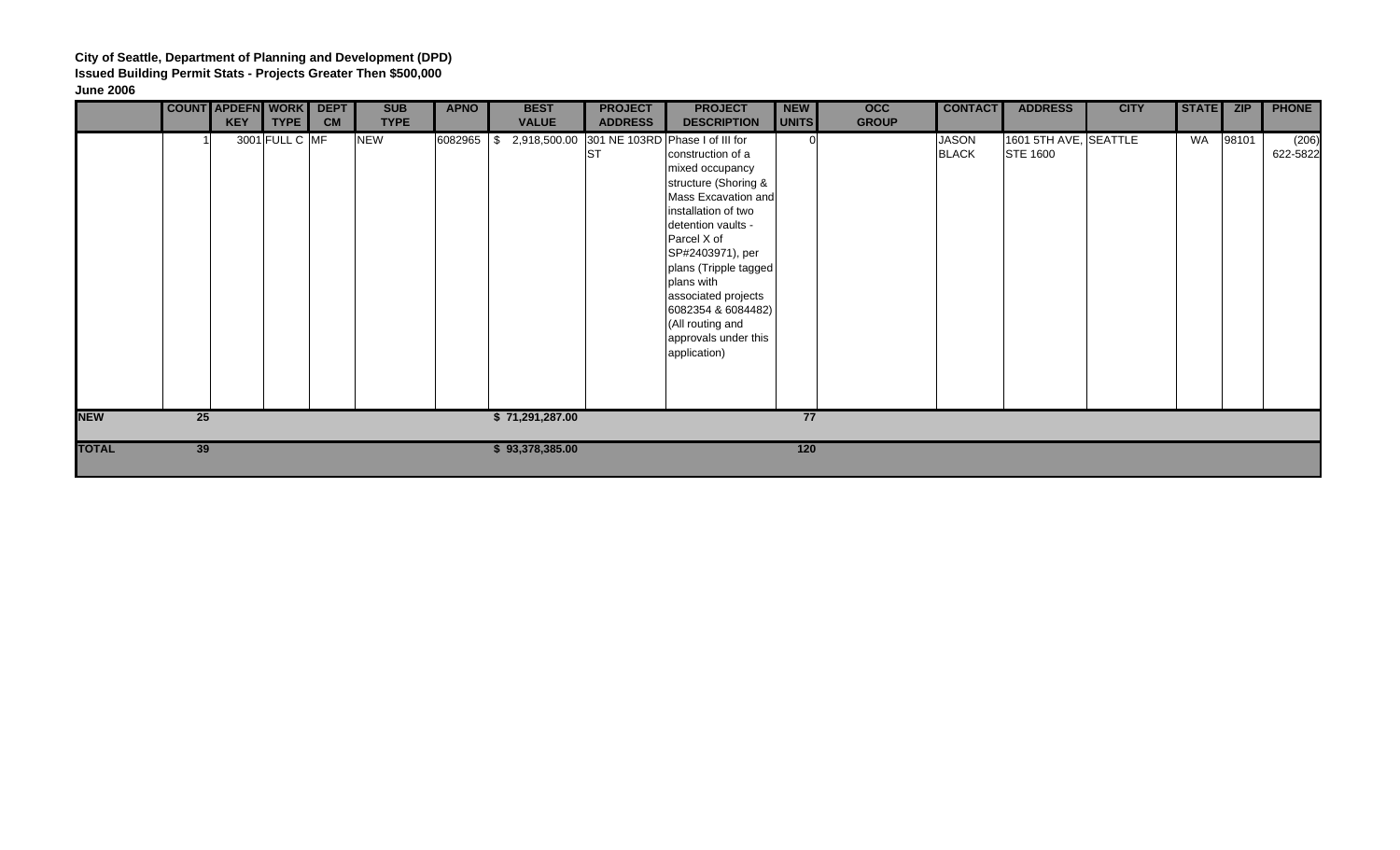**City of Seattle, Department of Planning and Development (DPD)**
**Issued Building Permit Stats - Projects Greater Then $500,000**
**June 2006**

| | COUNT | APDEFN KEY | WORK TYPE | DEPT CM | SUB TYPE | APNO | BEST VALUE | PROJECT ADDRESS | PROJECT DESCRIPTION | NEW UNITS | OCC GROUP | CONTACT | ADDRESS | CITY | STATE | ZIP | PHONE |
|---|---|---|---|---|---|---|---|---|---|---|---|---|---|---|---|---|---|
| | 1 | 3001 | FULL C | MF | NEW | 6082965 | $ 2,918,500.00 | 301 NE 103RD ST | Phase I of III for construction of a mixed occupancy structure (Shoring & Mass Excavation and installation of two detention vaults - Parcel X of SP#2403971), per plans (Tripple tagged plans with associated projects 6082354 & 6084482) (All routing and approvals under this application) | 0 | | JASON BLACK | 1601 5TH AVE, STE 1600 | SEATTLE | WA | 98101 | (206) 622-5822 |
| **NEW** | **25** | | | | | | **$ 71,291,287.00** | | | **77** | | | | | | | |
| **TOTAL** | **39** | | | | | | **$ 93,378,385.00** | | | **120** | | | | | | | |